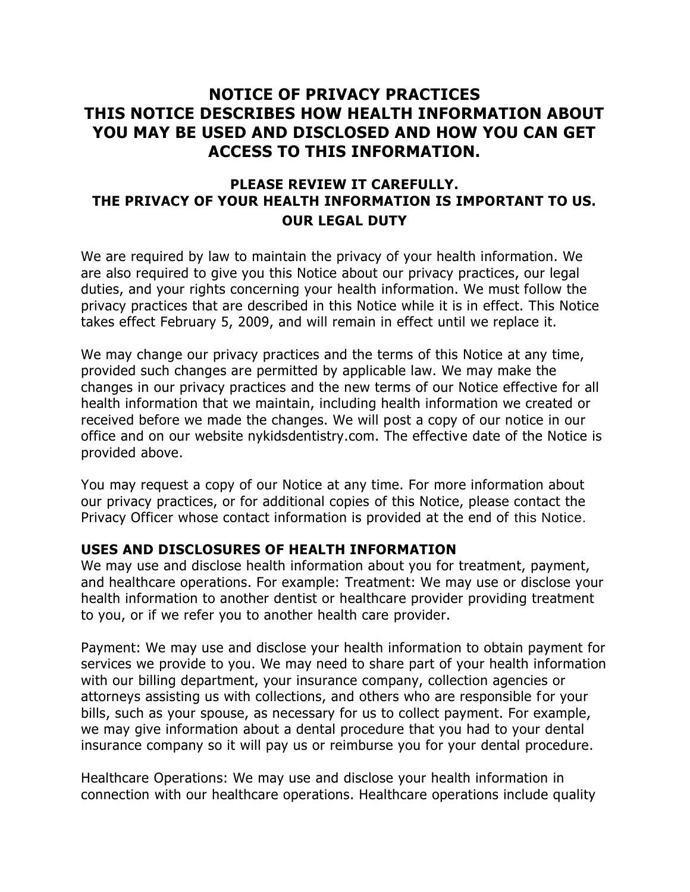# NOTICE OF PRIVACY PRACTICES
# THIS NOTICE DESCRIBES HOW HEALTH INFORMATION ABOUT YOU MAY BE USED AND DISCLOSED AND HOW YOU CAN GET ACCESS TO THIS INFORMATION.

### PLEASE REVIEW IT CAREFULLY.
### THE PRIVACY OF YOUR HEALTH INFORMATION IS IMPORTANT TO US.

### OUR LEGAL DUTY

We are required by law to maintain the privacy of your health information. We are also required to give you this Notice about our privacy practices, our legal duties, and your rights concerning your health information. We must follow the privacy practices that are described in this Notice while it is in effect. This Notice takes effect February 5, 2009, and will remain in effect until we replace it.

We may change our privacy practices and the terms of this Notice at any time, provided such changes are permitted by applicable law. We may make the changes in our privacy practices and the new terms of our Notice effective for all health information that we maintain, including health information we created or received before we made the changes. We will post a copy of our notice in our office and on our website nykidsdentistry.com. The effective date of the Notice is provided above.

You may request a copy of our Notice at any time. For more information about our privacy practices, or for additional copies of this Notice, please contact the Privacy Officer whose contact information is provided at the end of this Notice.

**USES AND DISCLOSURES OF HEALTH INFORMATION**

We may use and disclose health information about you for treatment, payment, and healthcare operations. For example: Treatment: We may use or disclose your health information to another dentist or healthcare provider providing treatment to you, or if we refer you to another health care provider.

Payment: We may use and disclose your health information to obtain payment for services we provide to you. We may need to share part of your health information with our billing department, your insurance company, collection agencies or attorneys assisting us with collections, and others who are responsible for your bills, such as your spouse, as necessary for us to collect payment. For example, we may give information about a dental procedure that you had to your dental insurance company so it will pay us or reimburse you for your dental procedure.

Healthcare Operations: We may use and disclose your health information in connection with our healthcare operations. Healthcare operations include quality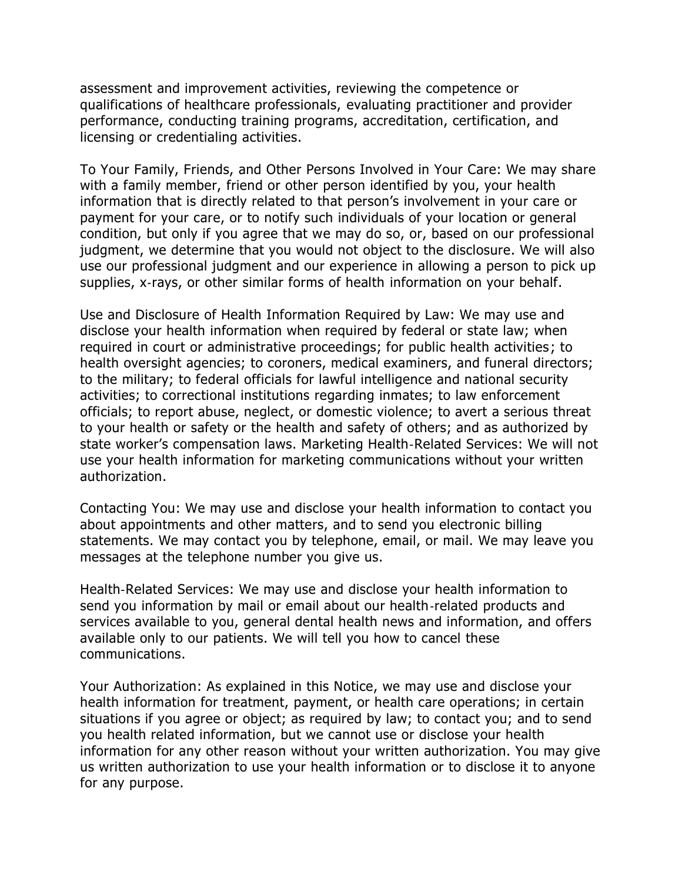assessment and improvement activities, reviewing the competence or qualifications of healthcare professionals, evaluating practitioner and provider performance, conducting training programs, accreditation, certification, and licensing or credentialing activities.

To Your Family, Friends, and Other Persons Involved in Your Care: We may share with a family member, friend or other person identified by you, your health information that is directly related to that person's involvement in your care or payment for your care, or to notify such individuals of your location or general condition, but only if you agree that we may do so, or, based on our professional judgment, we determine that you would not object to the disclosure. We will also use our professional judgment and our experience in allowing a person to pick up supplies, x-rays, or other similar forms of health information on your behalf.

Use and Disclosure of Health Information Required by Law: We may use and disclose your health information when required by federal or state law; when required in court or administrative proceedings; for public health activities; to health oversight agencies; to coroners, medical examiners, and funeral directors; to the military; to federal officials for lawful intelligence and national security activities; to correctional institutions regarding inmates; to law enforcement officials; to report abuse, neglect, or domestic violence; to avert a serious threat to your health or safety or the health and safety of others; and as authorized by state worker's compensation laws. Marketing Health-Related Services: We will not use your health information for marketing communications without your written authorization.

Contacting You: We may use and disclose your health information to contact you about appointments and other matters, and to send you electronic billing statements. We may contact you by telephone, email, or mail. We may leave you messages at the telephone number you give us.

Health-Related Services: We may use and disclose your health information to send you information by mail or email about our health-related products and services available to you, general dental health news and information, and offers available only to our patients. We will tell you how to cancel these communications.

Your Authorization: As explained in this Notice, we may use and disclose your health information for treatment, payment, or health care operations; in certain situations if you agree or object; as required by law; to contact you; and to send you health related information, but we cannot use or disclose your health information for any other reason without your written authorization. You may give us written authorization to use your health information or to disclose it to anyone for any purpose.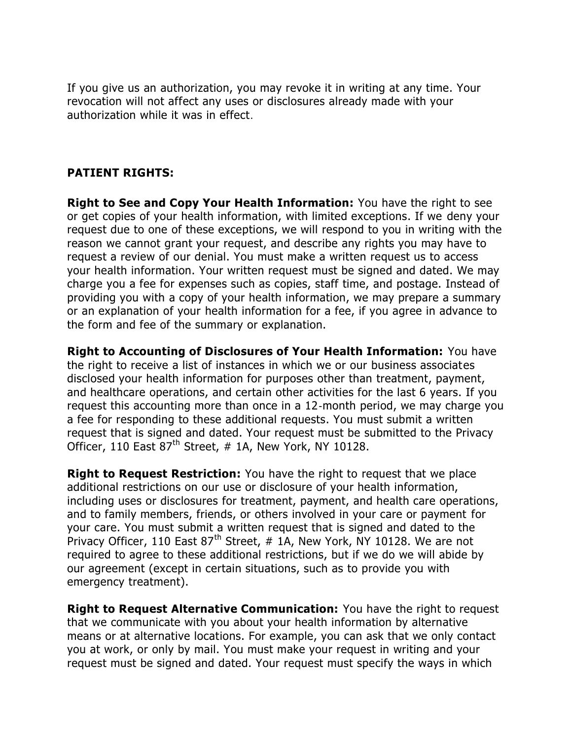If you give us an authorization, you may revoke it in writing at any time. Your revocation will not affect any uses or disclosures already made with your authorization while it was in effect.

**PATIENT RIGHTS:**

**Right to See and Copy Your Health Information:** You have the right to see or get copies of your health information, with limited exceptions. If we deny your request due to one of these exceptions, we will respond to you in writing with the reason we cannot grant your request, and describe any rights you may have to request a review of our denial. You must make a written request us to access your health information. Your written request must be signed and dated. We may charge you a fee for expenses such as copies, staff time, and postage. Instead of providing you with a copy of your health information, we may prepare a summary or an explanation of your health information for a fee, if you agree in advance to the form and fee of the summary or explanation.

**Right to Accounting of Disclosures of Your Health Information:** You have the right to receive a list of instances in which we or our business associates disclosed your health information for purposes other than treatment, payment, and healthcare operations, and certain other activities for the last 6 years. If you request this accounting more than once in a 12-month period, we may charge you a fee for responding to these additional requests. You must submit a written request that is signed and dated. Your request must be submitted to the Privacy Officer, 110 East 87th Street, # 1A, New York, NY 10128.

**Right to Request Restriction:** You have the right to request that we place additional restrictions on our use or disclosure of your health information, including uses or disclosures for treatment, payment, and health care operations, and to family members, friends, or others involved in your care or payment for your care. You must submit a written request that is signed and dated to the Privacy Officer, 110 East 87th Street, # 1A, New York, NY 10128. We are not required to agree to these additional restrictions, but if we do we will abide by our agreement (except in certain situations, such as to provide you with emergency treatment).

**Right to Request Alternative Communication:** You have the right to request that we communicate with you about your health information by alternative means or at alternative locations. For example, you can ask that we only contact you at work, or only by mail. You must make your request in writing and your request must be signed and dated. Your request must specify the ways in which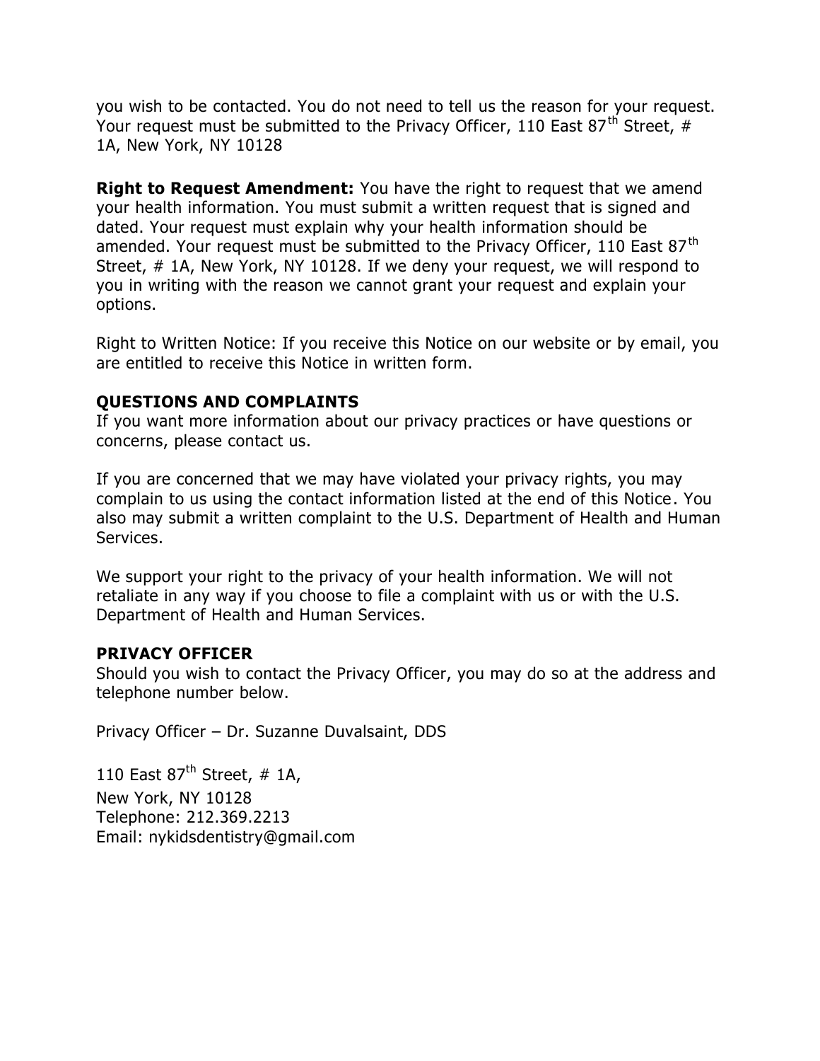you wish to be contacted. You do not need to tell us the reason for your request. Your request must be submitted to the Privacy Officer, 110 East 87th Street, # 1A, New York, NY 10128

**Right to Request Amendment:** You have the right to request that we amend your health information. You must submit a written request that is signed and dated. Your request must explain why your health information should be amended. Your request must be submitted to the Privacy Officer, 110 East 87th Street, # 1A, New York, NY 10128. If we deny your request, we will respond to you in writing with the reason we cannot grant your request and explain your options.

Right to Written Notice: If you receive this Notice on our website or by email, you are entitled to receive this Notice in written form.

**QUESTIONS AND COMPLAINTS**

If you want more information about our privacy practices or have questions or concerns, please contact us.

If you are concerned that we may have violated your privacy rights, you may complain to us using the contact information listed at the end of this Notice. You also may submit a written complaint to the U.S. Department of Health and Human Services.

We support your right to the privacy of your health information. We will not retaliate in any way if you choose to file a complaint with us or with the U.S. Department of Health and Human Services.

**PRIVACY OFFICER**

Should you wish to contact the Privacy Officer, you may do so at the address and telephone number below.

Privacy Officer – Dr. Suzanne Duvalsaint, DDS

110 East 87th Street, # 1A,
New York, NY 10128
Telephone: 212.369.2213
Email: nykidsdentistry@gmail.com